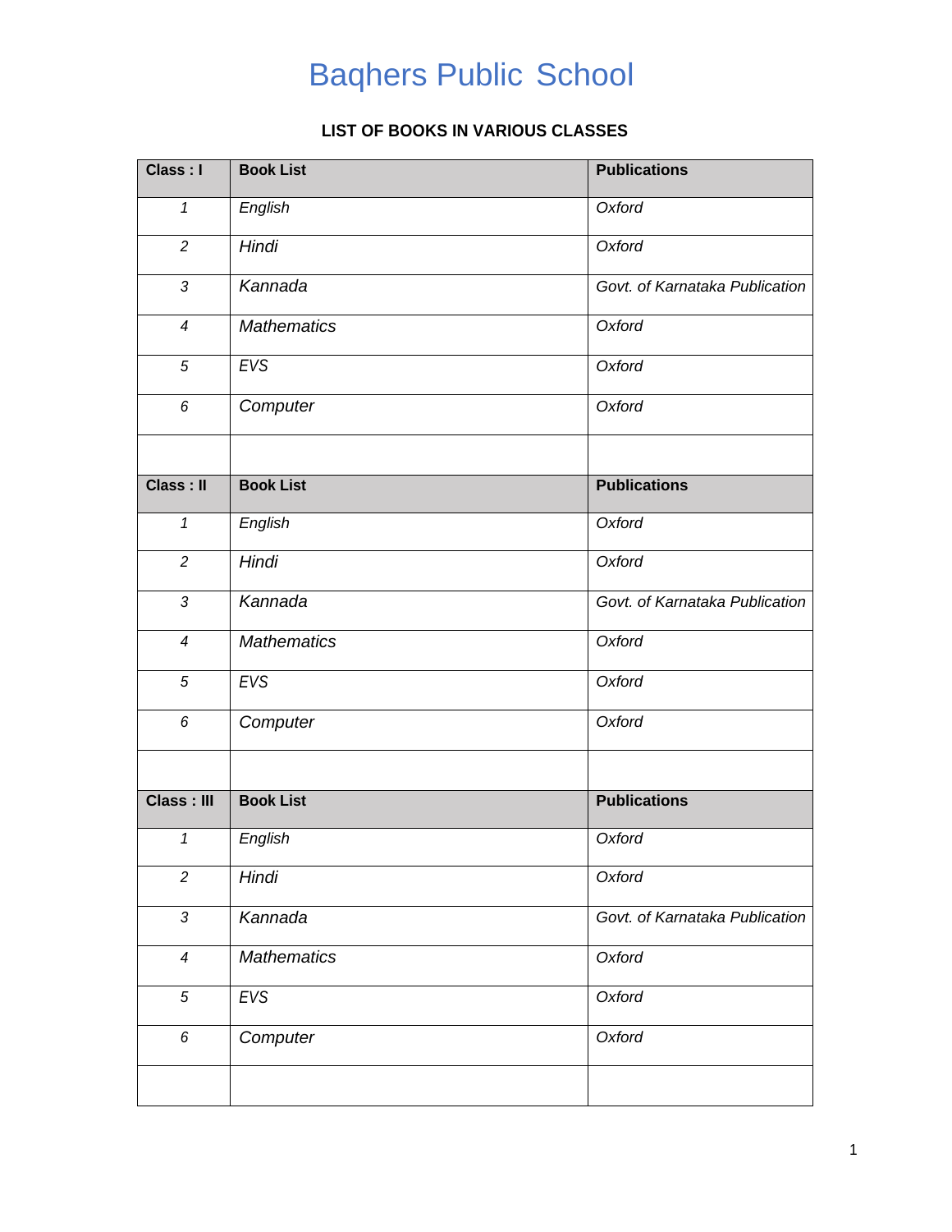# Baqhers Public School

## LIST OF BOOKS IN VARIOUS CLASSES

| **Class : I** | **Book List** | **Publications** |
|---|---|---|
| *1* | *English* | *Oxford* |
| *2* | *Hindi* | *Oxford* |
| *3* | *Kannada* | *Govt. of Karnataka Publication* |
| *4* | *Mathematics* | *Oxford* |
| *5* | *EVS* | *Oxford* |
| *6* | *Computer* | *Oxford* |
| | | |
| **Class : II** | **Book List** | **Publications** |
| *1* | *English* | *Oxford* |
| *2* | *Hindi* | *Oxford* |
| *3* | *Kannada* | *Govt. of Karnataka Publication* |
| *4* | *Mathematics* | *Oxford* |
| *5* | *EVS* | *Oxford* |
| *6* | *Computer* | *Oxford* |
| | | |
| **Class : III** | **Book List** | **Publications** |
| *1* | *English* | *Oxford* |
| *2* | *Hindi* | *Oxford* |
| *3* | *Kannada* | *Govt. of Karnataka Publication* |
| *4* | *Mathematics* | *Oxford* |
| *5* | *EVS* | *Oxford* |
| *6* | *Computer* | *Oxford* |
| | | |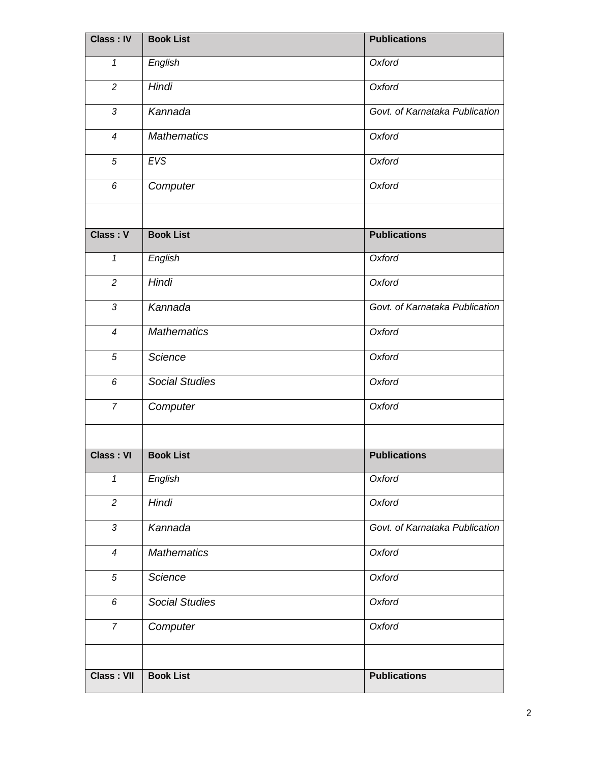| Class : IV | Book List | Publications |
|---|---|---|
| *1* | *English* | *Oxford* |
| *2* | *Hindi* | *Oxford* |
| *3* | *Kannada* | *Govt. of Karnataka Publication* |
| *4* | *Mathematics* | *Oxford* |
| *5* | *EVS* | *Oxford* |
| *6* | *Computer* | *Oxford* |

| Class : V | Book List | Publications |
|---|---|---|
| *1* | *English* | *Oxford* |
| *2* | *Hindi* | *Oxford* |
| *3* | *Kannada* | *Govt. of Karnataka Publication* |
| *4* | *Mathematics* | *Oxford* |
| *5* | *Science* | *Oxford* |
| *6* | *Social Studies* | *Oxford* |
| *7* | *Computer* | *Oxford* |

| Class : VI | Book List | Publications |
|---|---|---|
| *1* | *English* | *Oxford* |
| *2* | *Hindi* | *Oxford* |
| *3* | *Kannada* | *Govt. of Karnataka Publication* |
| *4* | *Mathematics* | *Oxford* |
| *5* | *Science* | *Oxford* |
| *6* | *Social Studies* | *Oxford* |
| *7* | *Computer* | *Oxford* |

| Class : VII | Book List | Publications |
|---|---|---|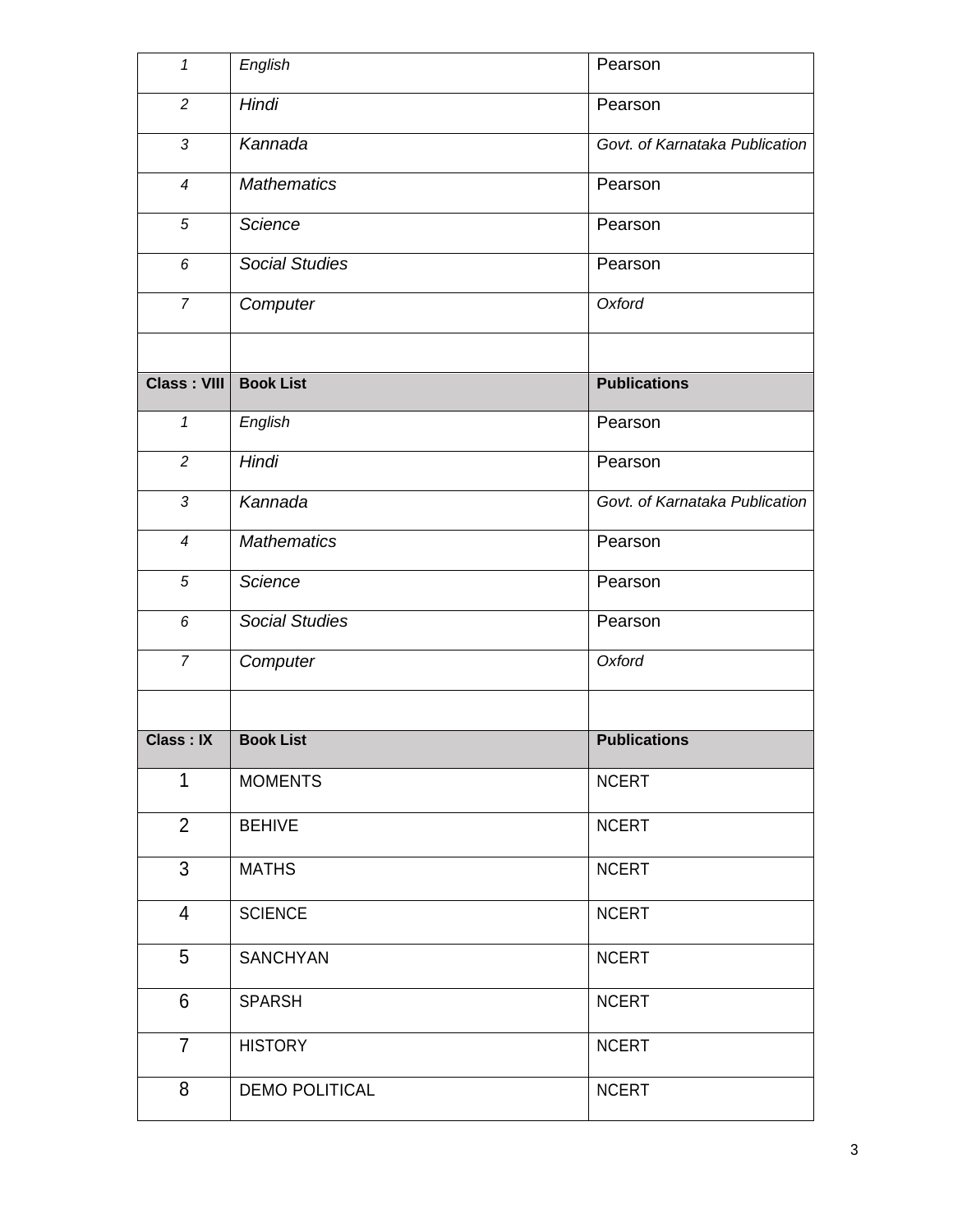| | | |
|---|---|---|
| *1* | *English* | Pearson |
| *2* | *Hindi* | Pearson |
| *3* | *Kannada* | *Govt. of Karnataka Publication* |
| *4* | *Mathematics* | Pearson |
| *5* | *Science* | Pearson |
| *6* | *Social Studies* | Pearson |
| *7* | *Computer* | *Oxford* |
| | | |
| **Class : VIII** | **Book List** | **Publications** |
| *1* | *English* | Pearson |
| *2* | *Hindi* | Pearson |
| *3* | *Kannada* | *Govt. of Karnataka Publication* |
| *4* | *Mathematics* | Pearson |
| *5* | *Science* | Pearson |
| *6* | *Social Studies* | Pearson |
| *7* | *Computer* | *Oxford* |
| | | |
| **Class : IX** | **Book List** | **Publications** |
| 1 | MOMENTS | NCERT |
| 2 | BEHIVE | NCERT |
| 3 | MATHS | NCERT |
| 4 | SCIENCE | NCERT |
| 5 | SANCHYAN | NCERT |
| 6 | SPARSH | NCERT |
| 7 | HISTORY | NCERT |
| 8 | DEMO POLITICAL | NCERT |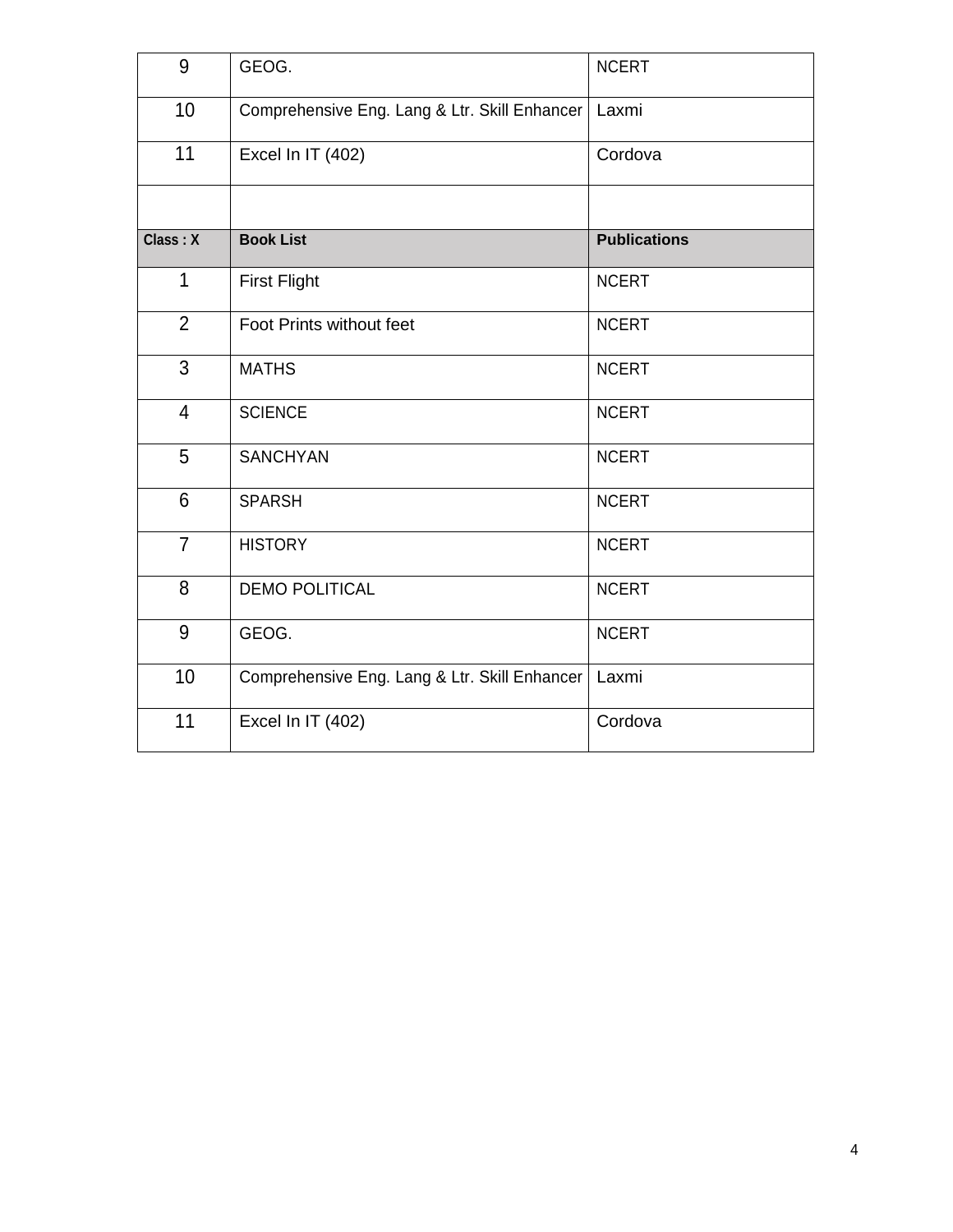| | | |
|---|---|---|
| 9 | GEOG. | NCERT |
| 10 | Comprehensive Eng. Lang & Ltr. Skill Enhancer | Laxmi |
| 11 | Excel In IT (402) | Cordova |
| | | |
| **Class : X** | **Book List** | **Publications** |
| 1 | First Flight | NCERT |
| 2 | Foot Prints without feet | NCERT |
| 3 | MATHS | NCERT |
| 4 | SCIENCE | NCERT |
| 5 | SANCHYAN | NCERT |
| 6 | SPARSH | NCERT |
| 7 | HISTORY | NCERT |
| 8 | DEMO POLITICAL | NCERT |
| 9 | GEOG. | NCERT |
| 10 | Comprehensive Eng. Lang & Ltr. Skill Enhancer | Laxmi |
| 11 | Excel In IT (402) | Cordova |